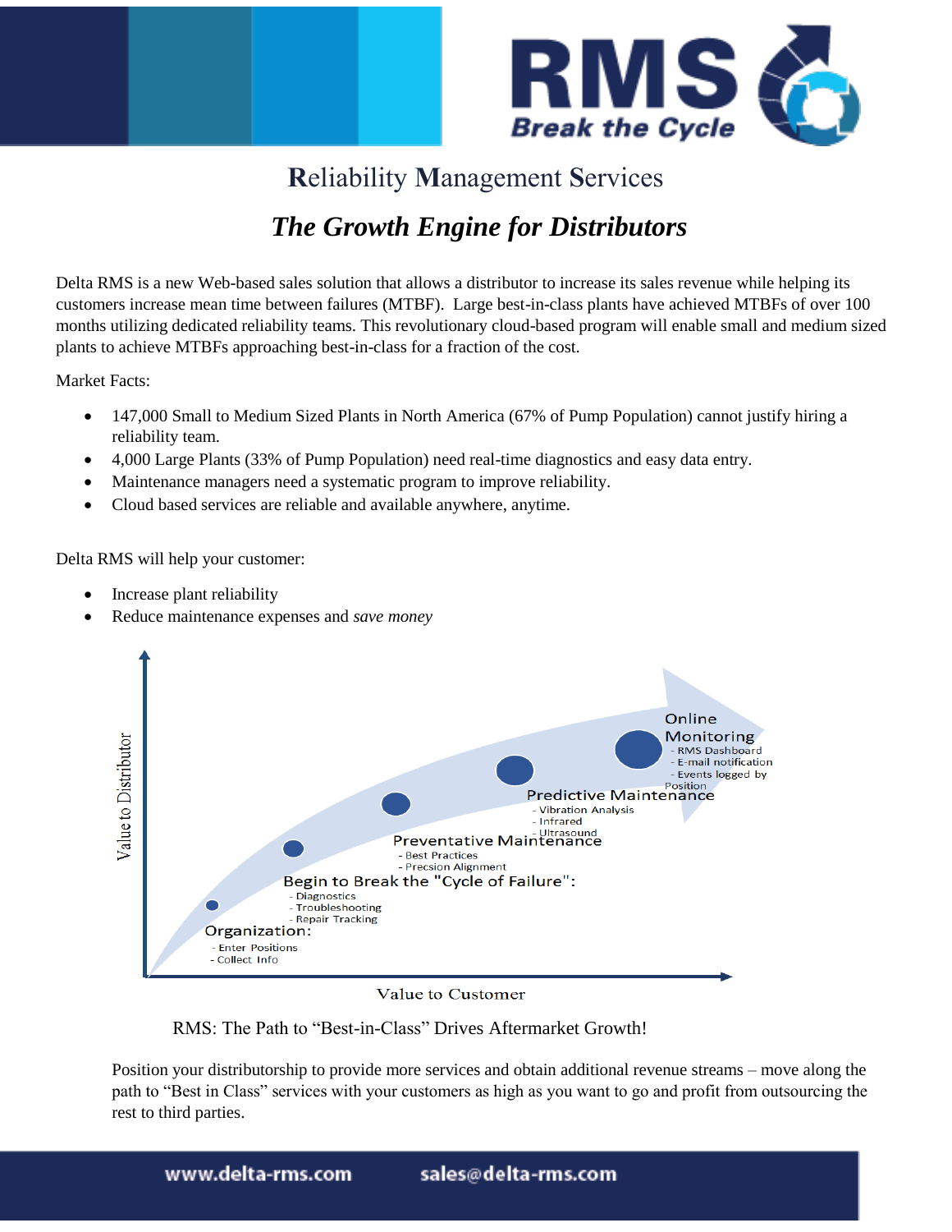RMS
Break the Cycle

# Reliability Management Services

## *The Growth Engine for Distributors*

Delta RMS is a new Web-based sales solution that allows a distributor to increase its sales revenue while helping its customers increase mean time between failures (MTBF). Large best-in-class plants have achieved MTBFs of over 100 months utilizing dedicated reliability teams. This revolutionary cloud-based program will enable small and medium sized plants to achieve MTBFs approaching best-in-class for a fraction of the cost.

Market Facts:

- 147,000 Small to Medium Sized Plants in North America (67% of Pump Population) cannot justify hiring a reliability team.
- 4,000 Large Plants (33% of Pump Population) need real-time diagnostics and easy data entry.
- Maintenance managers need a systematic program to improve reliability.
- Cloud based services are reliable and available anywhere, anytime.

Delta RMS will help your customer:

- Increase plant reliability
- Reduce maintenance expenses and *save money*

Value to Distributor

Online Monitoring
- RMS Dashboard
- E-mail notification
- Events logged by Position

Predictive Maintenance
- Vibration Analysis
- Infrared
- Ultrasound

Preventative Maintenance
- Best Practices
- Precsion Alignment

Begin to Break the "Cycle of Failure":
- Diagnostics
- Troubleshooting
- Repair Tracking

Organization:
- Enter Positions
- Collect Info

Value to Customer

RMS: The Path to "Best-in-Class" Drives Aftermarket Growth!

Position your distributorship to provide more services and obtain additional revenue streams – move along the path to "Best in Class" services with your customers as high as you want to go and profit from outsourcing the rest to third parties.

www.delta-rms.com sales@delta-rms.com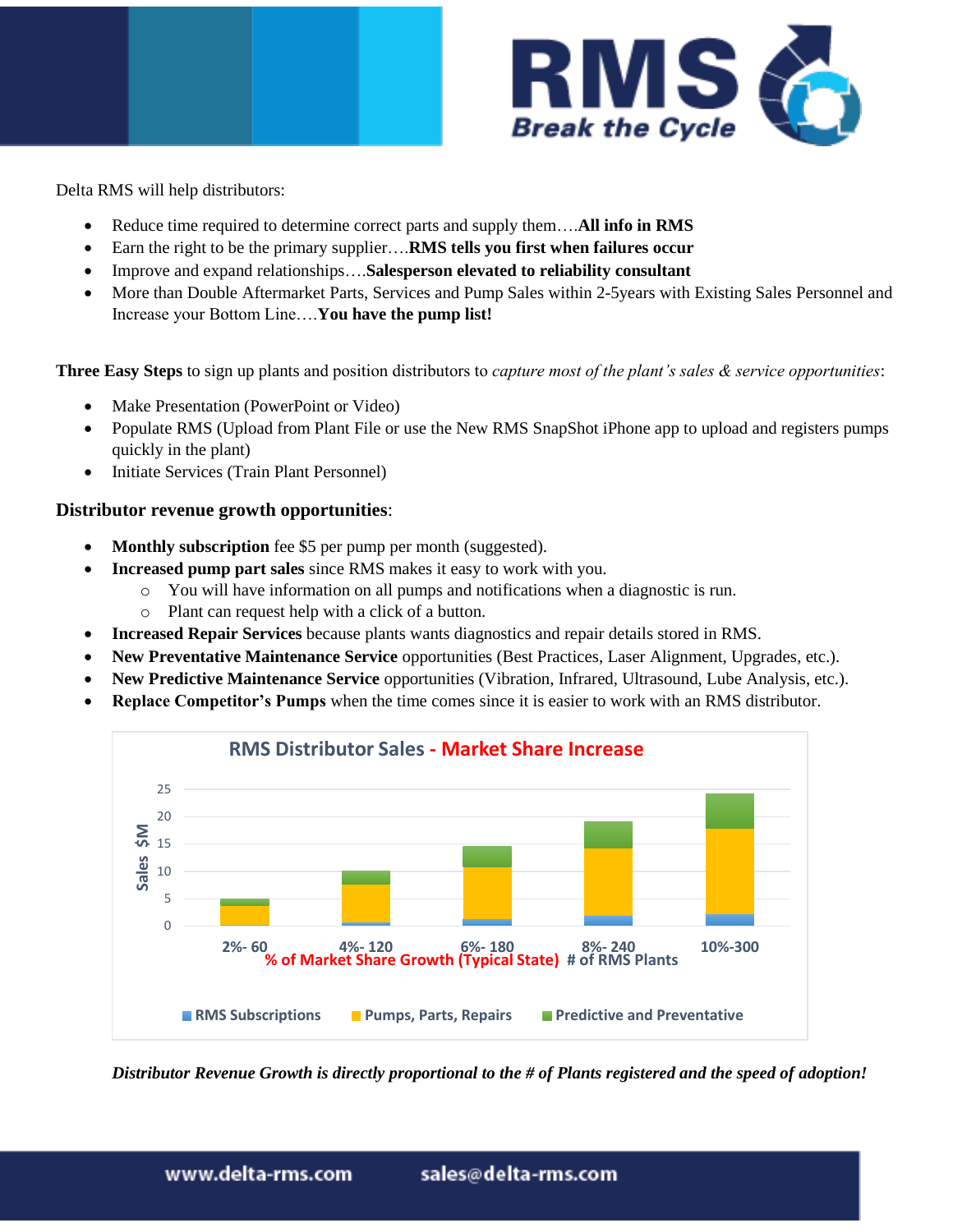RMS
*Break the Cycle*

Delta RMS will help distributors:

- Reduce time required to determine correct parts and supply them….**All info in RMS**
- Earn the right to be the primary supplier….**RMS tells you first when failures occur**
- Improve and expand relationships….**Salesperson elevated to reliability consultant**
- More than Double Aftermarket Parts, Services and Pump Sales within 2-5years with Existing Sales Personnel and Increase your Bottom Line….**You have the pump list!**

**Three Easy Steps** to sign up plants and position distributors to *capture most of the plant's sales & service opportunities*:

- Make Presentation (PowerPoint or Video)
- Populate RMS (Upload from Plant File or use the New RMS SnapShot iPhone app to upload and registers pumps quickly in the plant)
- Initiate Services (Train Plant Personnel)

### Distributor revenue growth opportunities:

- **Monthly subscription** fee $5 per pump per month (suggested).
- **Increased pump part sales** since RMS makes it easy to work with you.
  - You will have information on all pumps and notifications when a diagnostic is run.
  - Plant can request help with a click of a button.
- **Increased Repair Services** because plants wants diagnostics and repair details stored in RMS.
- **New Preventative Maintenance Service** opportunities (Best Practices, Laser Alignment, Upgrades, etc.).
- **New Predictive Maintenance Service** opportunities (Vibration, Infrared, Ultrasound, Lube Analysis, etc.).
- **Replace Competitor's Pumps** when the time comes since it is easier to work with an RMS distributor.

RMS Distributor Sales - Market Share Increase

Sales $M

25
20
15
10
5
0

2%- 60
4%- 120
6%- 180
8%- 240
10%-300

% of Market Share Growth (Typical State) # of RMS Plants

RMS Subscriptions
Pumps, Parts, Repairs
Predictive and Preventative

***Distributor Revenue Growth is directly proportional to the # of Plants registered and the speed of adoption!***

www.delta-rms.com sales@delta-rms.com